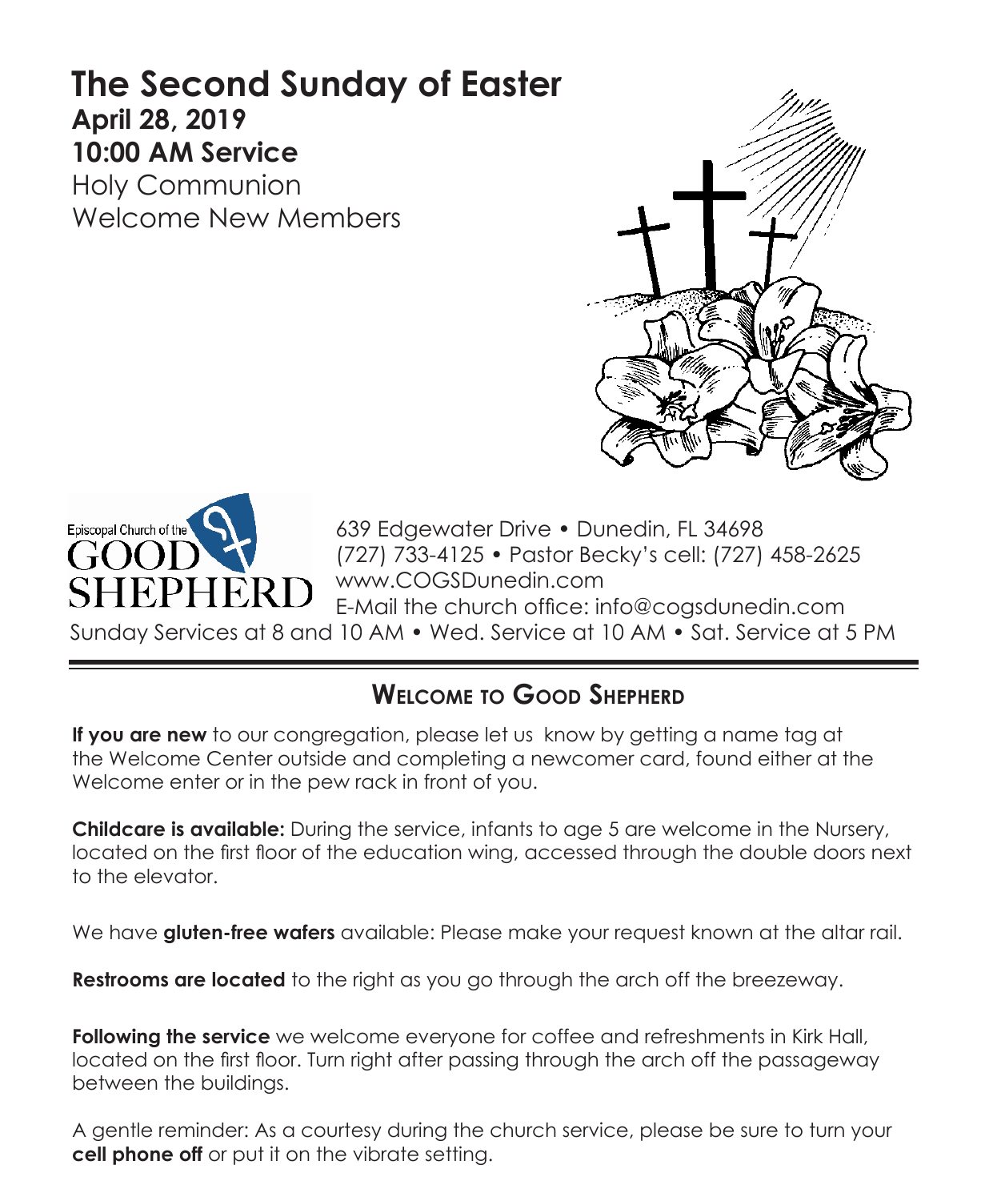# The Second Sunday of Easter

**April 28, 2019**

**10:00 AM Service**

Holy Communion

Welcome New Members

Episcopal Church of the GOOD SHEPHERD

639 Edgewater Drive • Dunedin, FL 34698
(727) 733-4125 • Pastor Becky's cell: (727) 458-2625
www.COGSDunedin.com
E-Mail the church office: info@cogsdunedin.com
Sunday Services at 8 and 10 AM • Wed. Service at 10 AM • Sat. Service at 5 PM

## Welcome to Good Shepherd

**If you are new** to our congregation, please let us know by getting a name tag at the Welcome Center outside and completing a newcomer card, found either at the Welcome enter or in the pew rack in front of you.

**Childcare is available:** During the service, infants to age 5 are welcome in the Nursery, located on the first floor of the education wing, accessed through the double doors next to the elevator.

We have **gluten-free wafers** available: Please make your request known at the altar rail.

**Restrooms are located** to the right as you go through the arch off the breezeway.

**Following the service** we welcome everyone for coffee and refreshments in Kirk Hall, located on the first floor. Turn right after passing through the arch off the passageway between the buildings.

A gentle reminder: As a courtesy during the church service, please be sure to turn your **cell phone off** or put it on the vibrate setting.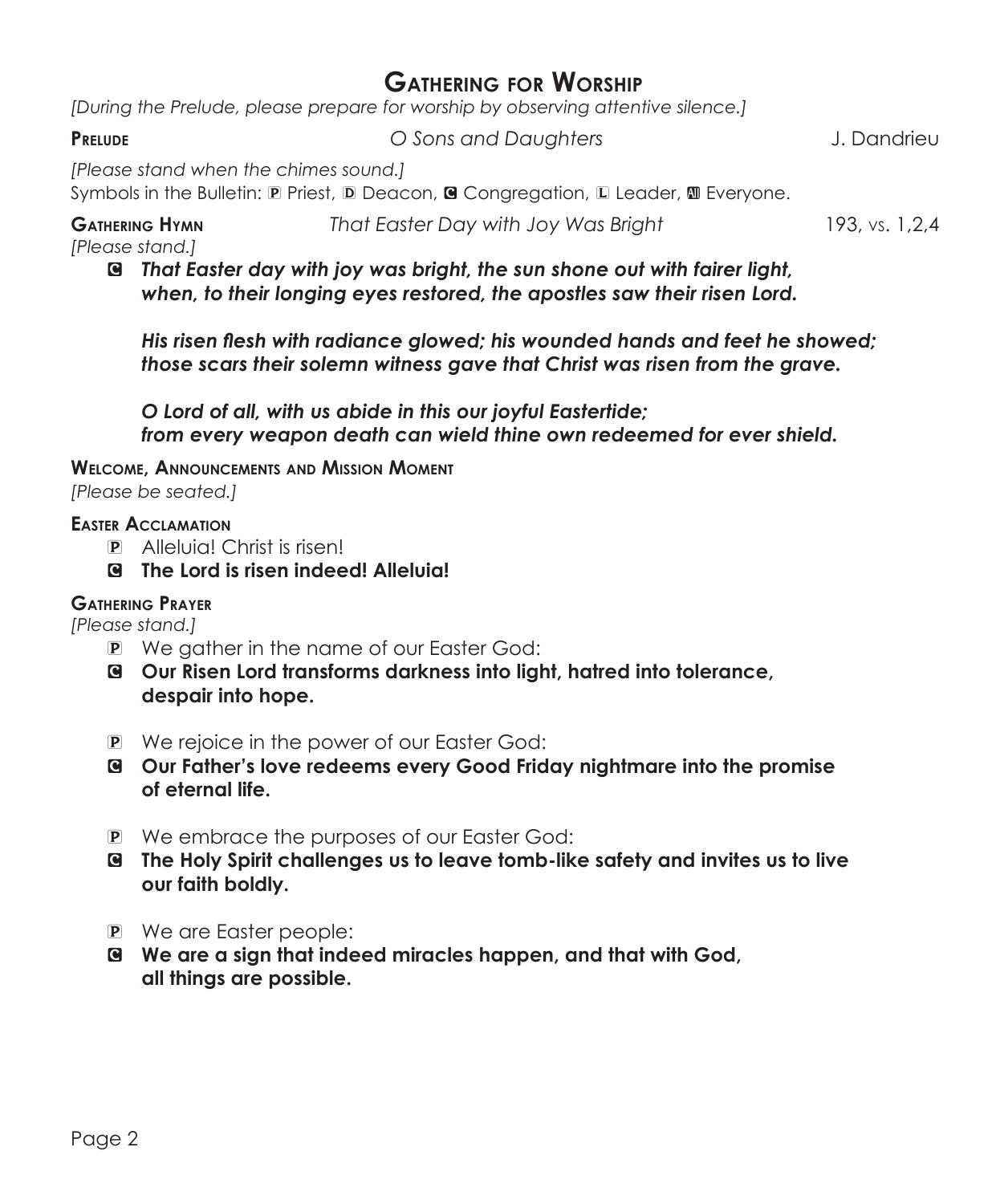# Gathering for Worship

*[During the Prelude, please prepare for worship by observing attentive silence.]*

**Prelude** *O Sons and Daughters* J. Dandrieu

*[Please stand when the chimes sound.]*

Symbols in the Bulletin: P Priest, D Deacon, C Congregation, L Leader, All Everyone.

**Gathering Hymn** *That Easter Day with Joy Was Bright* 193, vs. 1,2,4

*[Please stand.]*

C ***That Easter day with joy was bright, the sun shone out with fairer light, when, to their longing eyes restored, the apostles saw their risen Lord.***

***His risen flesh with radiance glowed; his wounded hands and feet he showed; those scars their solemn witness gave that Christ was risen from the grave.***

***O Lord of all, with us abide in this our joyful Eastertide; from every weapon death can wield thine own redeemed for ever shield.***

**Welcome, Announcements and Mission Moment**

*[Please be seated.]*

**Easter Acclamation**

P Alleluia! Christ is risen!

C **The Lord is risen indeed! Alleluia!**

**Gathering Prayer**

*[Please stand.]*

P We gather in the name of our Easter God:

C **Our Risen Lord transforms darkness into light, hatred into tolerance, despair into hope.**

P We rejoice in the power of our Easter God:

C **Our Father's love redeems every Good Friday nightmare into the promise of eternal life.**

P We embrace the purposes of our Easter God:

C **The Holy Spirit challenges us to leave tomb-like safety and invites us to live our faith boldly.**

P We are Easter people:

C **We are a sign that indeed miracles happen, and that with God, all things are possible.**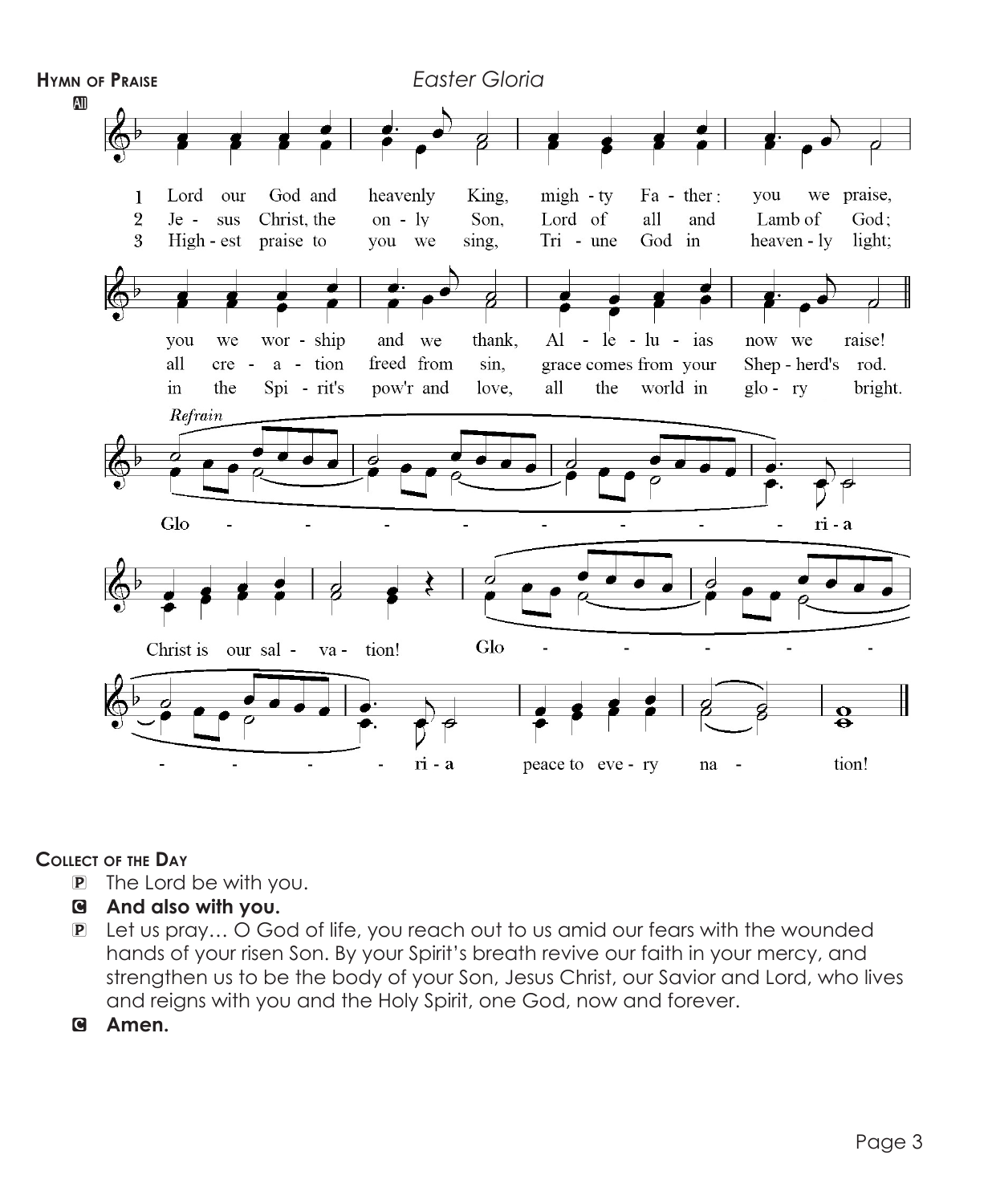**Hymn of Praise** *Easter Gloria*

All

1 Lord our God and heavenly King, mighty Father: you we praise, you we worship and we thank, Alleluias now we raise!

2 Jesus Christ, the only Son, Lord of all and Lamb of God; all creation freed from sin, grace comes from your Shepherd's rod.

3 Highest praise to you we sing, Triune God in heavenly light; in the Spirit's pow'r and love, all the world in glory bright.

*Refrain*

Gloria, Christ is our salvation! Gloria, peace to every nation!

**Collect of the Day**

P The Lord be with you.

C **And also with you.**

P Let us pray… O God of life, you reach out to us amid our fears with the wounded hands of your risen Son. By your Spirit's breath revive our faith in your mercy, and strengthen us to be the body of your Son, Jesus Christ, our Savior and Lord, who lives and reigns with you and the Holy Spirit, one God, now and forever.

C **Amen.**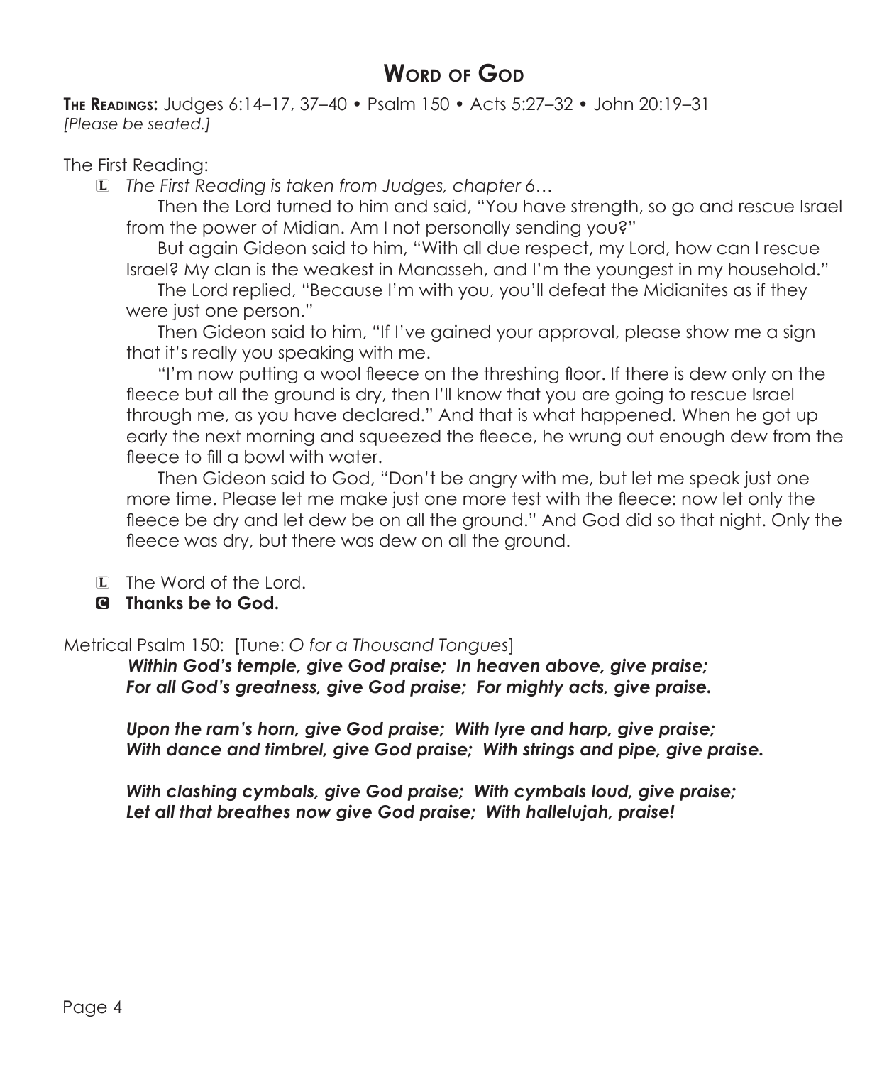## Word of God

**The Readings:** Judges 6:14–17, 37–40 • Psalm 150 • Acts 5:27–32 • John 20:19–31
*[Please be seated.]*

The First Reading:

L *The First Reading is taken from Judges, chapter 6…*

Then the Lord turned to him and said, "You have strength, so go and rescue Israel from the power of Midian. Am I not personally sending you?"

But again Gideon said to him, "With all due respect, my Lord, how can I rescue Israel? My clan is the weakest in Manasseh, and I'm the youngest in my household."

The Lord replied, "Because I'm with you, you'll defeat the Midianites as if they were just one person."

Then Gideon said to him, "If I've gained your approval, please show me a sign that it's really you speaking with me.

"I'm now putting a wool fleece on the threshing floor. If there is dew only on the fleece but all the ground is dry, then I'll know that you are going to rescue Israel through me, as you have declared." And that is what happened. When he got up early the next morning and squeezed the fleece, he wrung out enough dew from the fleece to fill a bowl with water.

Then Gideon said to God, "Don't be angry with me, but let me speak just one more time. Please let me make just one more test with the fleece: now let only the fleece be dry and let dew be on all the ground." And God did so that night. Only the fleece was dry, but there was dew on all the ground.

L The Word of the Lord.

**C Thanks be to God.**

Metrical Psalm 150: [Tune: *O for a Thousand Tongues*]

***Within God's temple, give God praise; In heaven above, give praise;***
***For all God's greatness, give God praise; For mighty acts, give praise.***

***Upon the ram's horn, give God praise; With lyre and harp, give praise;***
***With dance and timbrel, give God praise; With strings and pipe, give praise.***

***With clashing cymbals, give God praise; With cymbals loud, give praise;***
***Let all that breathes now give God praise; With hallelujah, praise!***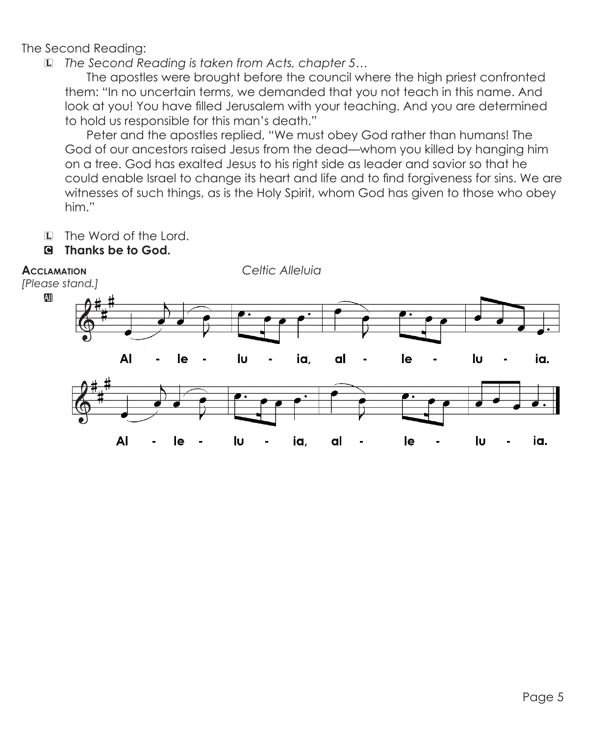The Second Reading:

L *The Second Reading is taken from Acts, chapter 5…*

The apostles were brought before the council where the high priest confronted them: "In no uncertain terms, we demanded that you not teach in this name. And look at you! You have filled Jerusalem with your teaching. And you are determined to hold us responsible for this man's death."

Peter and the apostles replied, "We must obey God rather than humans! The God of our ancestors raised Jesus from the dead—whom you killed by hanging him on a tree. God has exalted Jesus to his right side as leader and savior so that he could enable Israel to change its heart and life and to find forgiveness for sins. We are witnesses of such things, as is the Holy Spirit, whom God has given to those who obey him."

L The Word of the Lord.

C **Thanks be to God.**

**Acclamation** *Celtic Alleluia*

*[Please stand.]*

All

Al - le - lu - ia, al - le - lu - ia.

Al - le - lu - ia, al - le - lu - ia.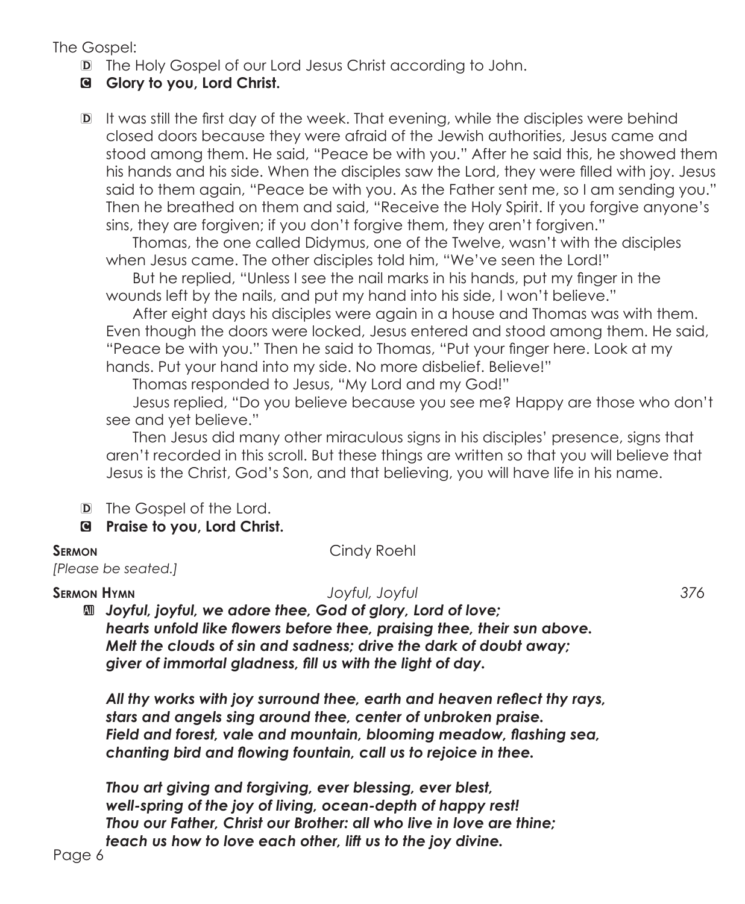The Gospel:

D The Holy Gospel of our Lord Jesus Christ according to John.

C **Glory to you, Lord Christ.**

D It was still the first day of the week. That evening, while the disciples were behind closed doors because they were afraid of the Jewish authorities, Jesus came and stood among them. He said, "Peace be with you." After he said this, he showed them his hands and his side. When the disciples saw the Lord, they were filled with joy. Jesus said to them again, "Peace be with you. As the Father sent me, so I am sending you." Then he breathed on them and said, "Receive the Holy Spirit. If you forgive anyone's sins, they are forgiven; if you don't forgive them, they aren't forgiven."

Thomas, the one called Didymus, one of the Twelve, wasn't with the disciples when Jesus came. The other disciples told him, "We've seen the Lord!"

But he replied, "Unless I see the nail marks in his hands, put my finger in the wounds left by the nails, and put my hand into his side, I won't believe."

After eight days his disciples were again in a house and Thomas was with them. Even though the doors were locked, Jesus entered and stood among them. He said, "Peace be with you." Then he said to Thomas, "Put your finger here. Look at my hands. Put your hand into my side. No more disbelief. Believe!"

Thomas responded to Jesus, "My Lord and my God!"

Jesus replied, "Do you believe because you see me? Happy are those who don't see and yet believe."

Then Jesus did many other miraculous signs in his disciples' presence, signs that aren't recorded in this scroll. But these things are written so that you will believe that Jesus is the Christ, God's Son, and that believing, you will have life in his name.

D The Gospel of the Lord.

C **Praise to you, Lord Christ.**

**Sermon** Cindy Roehl

*[Please be seated.]*

**Sermon Hymn** *Joyful, Joyful* 376

A ***Joyful, joyful, we adore thee, God of glory, Lord of love;***
***hearts unfold like flowers before thee, praising thee, their sun above.***
***Melt the clouds of sin and sadness; drive the dark of doubt away;***
***giver of immortal gladness, fill us with the light of day.***

***All thy works with joy surround thee, earth and heaven reflect thy rays,***
***stars and angels sing around thee, center of unbroken praise.***
***Field and forest, vale and mountain, blooming meadow, flashing sea,***
***chanting bird and flowing fountain, call us to rejoice in thee.***

***Thou art giving and forgiving, ever blessing, ever blest,***
***well-spring of the joy of living, ocean-depth of happy rest!***
***Thou our Father, Christ our Brother: all who live in love are thine;***
***teach us how to love each other, lift us to the joy divine.***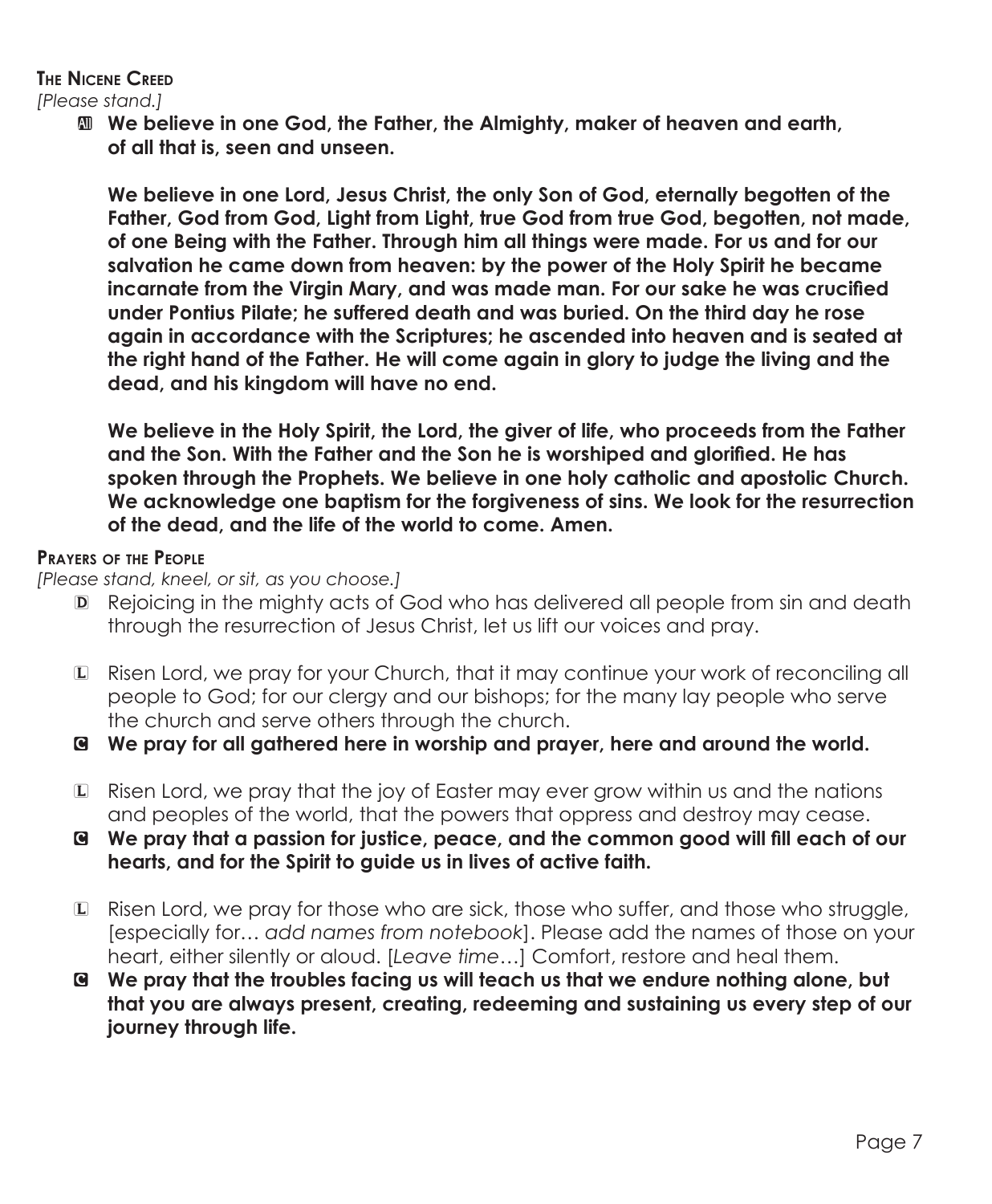## The Nicene Creed

*[Please stand.]*

All **We believe in one God, the Father, the Almighty, maker of heaven and earth, of all that is, seen and unseen.**

**We believe in one Lord, Jesus Christ, the only Son of God, eternally begotten of the Father, God from God, Light from Light, true God from true God, begotten, not made, of one Being with the Father. Through him all things were made. For us and for our salvation he came down from heaven: by the power of the Holy Spirit he became incarnate from the Virgin Mary, and was made man. For our sake he was crucified under Pontius Pilate; he suffered death and was buried. On the third day he rose again in accordance with the Scriptures; he ascended into heaven and is seated at the right hand of the Father. He will come again in glory to judge the living and the dead, and his kingdom will have no end.**

**We believe in the Holy Spirit, the Lord, the giver of life, who proceeds from the Father and the Son. With the Father and the Son he is worshiped and glorified. He has spoken through the Prophets. We believe in one holy catholic and apostolic Church. We acknowledge one baptism for the forgiveness of sins. We look for the resurrection of the dead, and the life of the world to come. Amen.**

## Prayers of the People

*[Please stand, kneel, or sit, as you choose.]*

D Rejoicing in the mighty acts of God who has delivered all people from sin and death through the resurrection of Jesus Christ, let us lift our voices and pray.

L Risen Lord, we pray for your Church, that it may continue your work of reconciling all people to God; for our clergy and our bishops; for the many lay people who serve the church and serve others through the church.

C **We pray for all gathered here in worship and prayer, here and around the world.**

L Risen Lord, we pray that the joy of Easter may ever grow within us and the nations and peoples of the world, that the powers that oppress and destroy may cease.

C **We pray that a passion for justice, peace, and the common good will fill each of our hearts, and for the Spirit to guide us in lives of active faith.**

L Risen Lord, we pray for those who are sick, those who suffer, and those who struggle, [especially for… *add names from notebook*]. Please add the names of those on your heart, either silently or aloud. [*Leave time*…] Comfort, restore and heal them.

C **We pray that the troubles facing us will teach us that we endure nothing alone, but that you are always present, creating, redeeming and sustaining us every step of our journey through life.**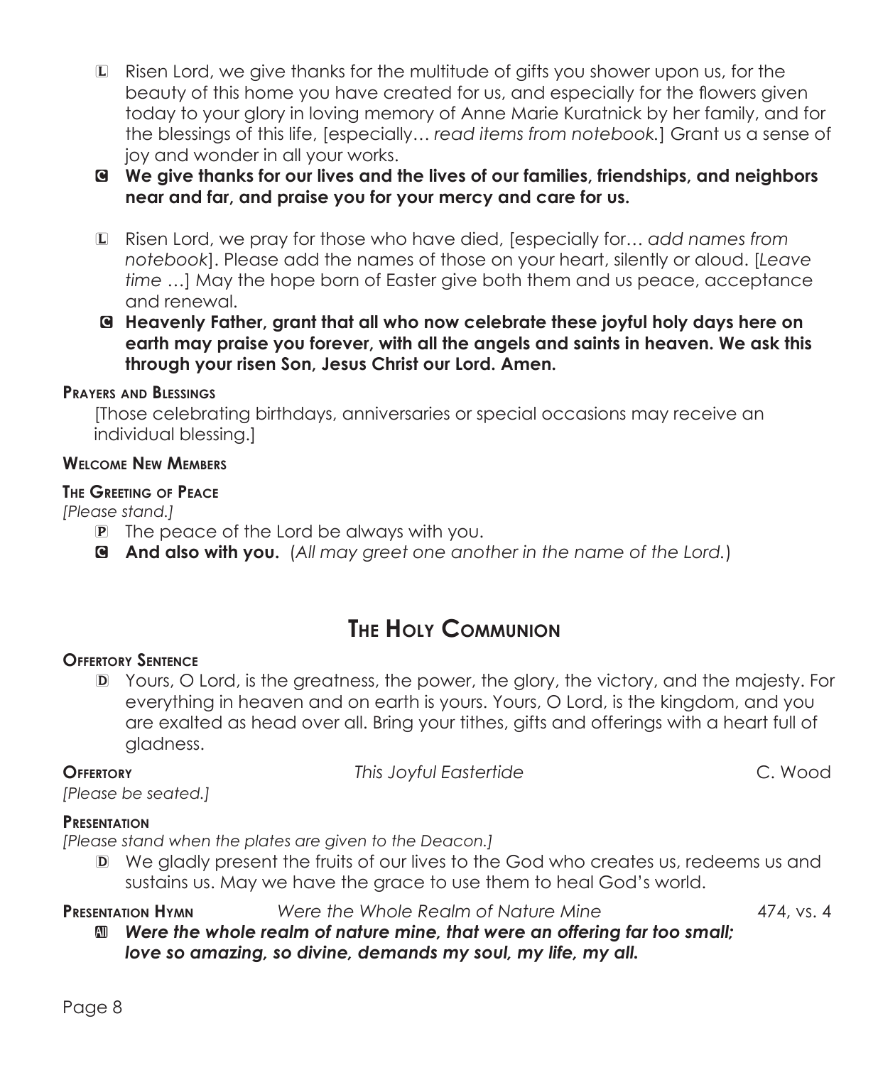L Risen Lord, we give thanks for the multitude of gifts you shower upon us, for the beauty of this home you have created for us, and especially for the flowers given today to your glory in loving memory of Anne Marie Kuratnick by her family, and for the blessings of this life, [especially… *read items from notebook.*] Grant us a sense of joy and wonder in all your works.

C **We give thanks for our lives and the lives of our families, friendships, and neighbors near and far, and praise you for your mercy and care for us.**

L Risen Lord, we pray for those who have died, [especially for… *add names from notebook*]. Please add the names of those on your heart, silently or aloud. [*Leave time* …] May the hope born of Easter give both them and us peace, acceptance and renewal.

C **Heavenly Father, grant that all who now celebrate these joyful holy days here on earth may praise you forever, with all the angels and saints in heaven. We ask this through your risen Son, Jesus Christ our Lord. Amen.**

**Prayers and Blessings**

[Those celebrating birthdays, anniversaries or special occasions may receive an individual blessing.]

**Welcome New Members**

**The Greeting of Peace**

*[Please stand.]*

P The peace of the Lord be always with you.

C **And also with you.** (*All may greet one another in the name of the Lord.*)

## The Holy Communion

**Offertory Sentence**

D Yours, O Lord, is the greatness, the power, the glory, the victory, and the majesty. For everything in heaven and on earth is yours. Yours, O Lord, is the kingdom, and you are exalted as head over all. Bring your tithes, gifts and offerings with a heart full of gladness.

**Offertory** *This Joyful Eastertide* C. Wood

*[Please be seated.]*

**Presentation**

*[Please stand when the plates are given to the Deacon.]*

D We gladly present the fruits of our lives to the God who creates us, redeems us and sustains us. May we have the grace to use them to heal God's world.

**Presentation Hymn** *Were the Whole Realm of Nature Mine* 474, vs. 4

A ***Were the whole realm of nature mine, that were an offering far too small; love so amazing, so divine, demands my soul, my life, my all.***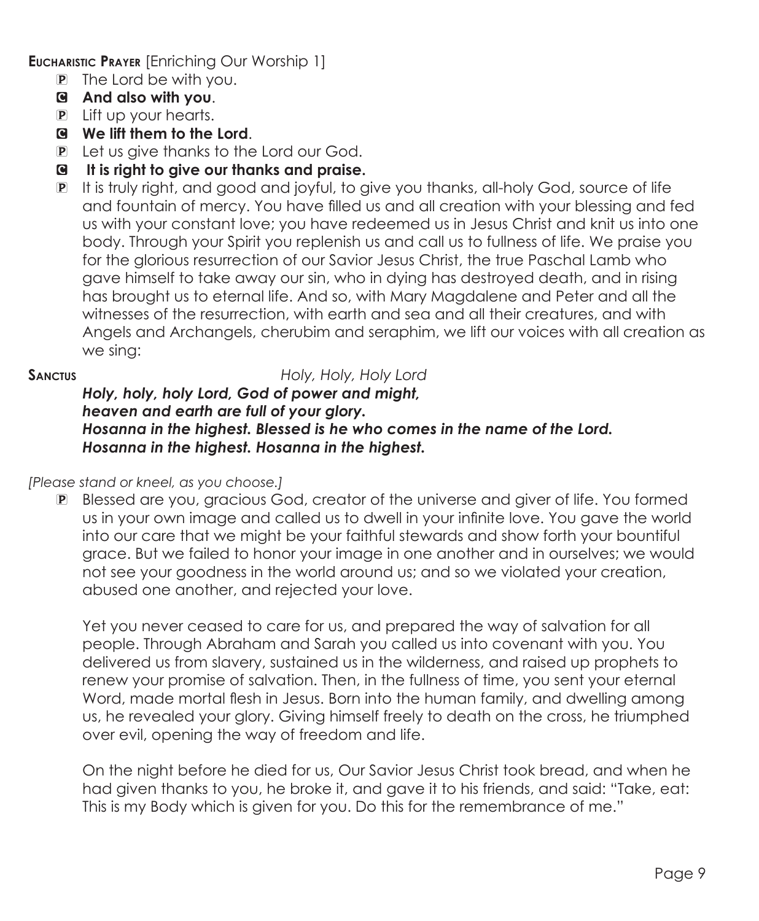**Eucharistic Prayer** [Enriching Our Worship 1]

P The Lord be with you.

C **And also with you**.

P Lift up your hearts.

C **We lift them to the Lord**.

P Let us give thanks to the Lord our God.

C **It is right to give our thanks and praise.**

P It is truly right, and good and joyful, to give you thanks, all-holy God, source of life and fountain of mercy. You have filled us and all creation with your blessing and fed us with your constant love; you have redeemed us in Jesus Christ and knit us into one body. Through your Spirit you replenish us and call us to fullness of life. We praise you for the glorious resurrection of our Savior Jesus Christ, the true Paschal Lamb who gave himself to take away our sin, who in dying has destroyed death, and in rising has brought us to eternal life. And so, with Mary Magdalene and Peter and all the witnesses of the resurrection, with earth and sea and all their creatures, and with Angels and Archangels, cherubim and seraphim, we lift our voices with all creation as we sing:

**Sanctus** *Holy, Holy, Holy Lord*

***Holy, holy, holy Lord, God of power and might,***
***heaven and earth are full of your glory.***
***Hosanna in the highest. Blessed is he who comes in the name of the Lord.***
***Hosanna in the highest. Hosanna in the highest.***

*[Please stand or kneel, as you choose.]*

P Blessed are you, gracious God, creator of the universe and giver of life. You formed us in your own image and called us to dwell in your infinite love. You gave the world into our care that we might be your faithful stewards and show forth your bountiful grace. But we failed to honor your image in one another and in ourselves; we would not see your goodness in the world around us; and so we violated your creation, abused one another, and rejected your love.

Yet you never ceased to care for us, and prepared the way of salvation for all people. Through Abraham and Sarah you called us into covenant with you. You delivered us from slavery, sustained us in the wilderness, and raised up prophets to renew your promise of salvation. Then, in the fullness of time, you sent your eternal Word, made mortal flesh in Jesus. Born into the human family, and dwelling among us, he revealed your glory. Giving himself freely to death on the cross, he triumphed over evil, opening the way of freedom and life.

On the night before he died for us, Our Savior Jesus Christ took bread, and when he had given thanks to you, he broke it, and gave it to his friends, and said: "Take, eat: This is my Body which is given for you. Do this for the remembrance of me."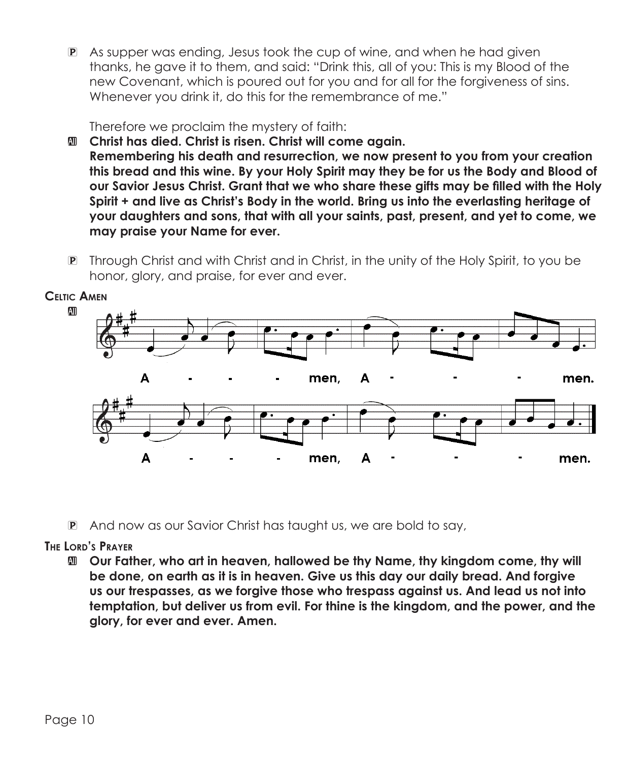P As supper was ending, Jesus took the cup of wine, and when he had given thanks, he gave it to them, and said: "Drink this, all of you: This is my Blood of the new Covenant, which is poured out for you and for all for the forgiveness of sins. Whenever you drink it, do this for the remembrance of me."

Therefore we proclaim the mystery of faith:

**All Christ has died. Christ is risen. Christ will come again. Remembering his death and resurrection, we now present to you from your creation this bread and this wine. By your Holy Spirit may they be for us the Body and Blood of our Savior Jesus Christ. Grant that we who share these gifts may be filled with the Holy Spirit + and live as Christ's Body in the world. Bring us into the everlasting heritage of your daughters and sons, that with all your saints, past, present, and yet to come, we may praise your Name for ever.**

P Through Christ and with Christ and in Christ, in the unity of the Holy Spirit, to you be honor, glory, and praise, for ever and ever.

**Celtic Amen**

**All**

A - - - men, A - - - men.

A - - - men, A - - - men.

P And now as our Savior Christ has taught us, we are bold to say,

**The Lord's Prayer**

**All Our Father, who art in heaven, hallowed be thy Name, thy kingdom come, thy will be done, on earth as it is in heaven. Give us this day our daily bread. And forgive us our trespasses, as we forgive those who trespass against us. And lead us not into temptation, but deliver us from evil. For thine is the kingdom, and the power, and the glory, for ever and ever. Amen.**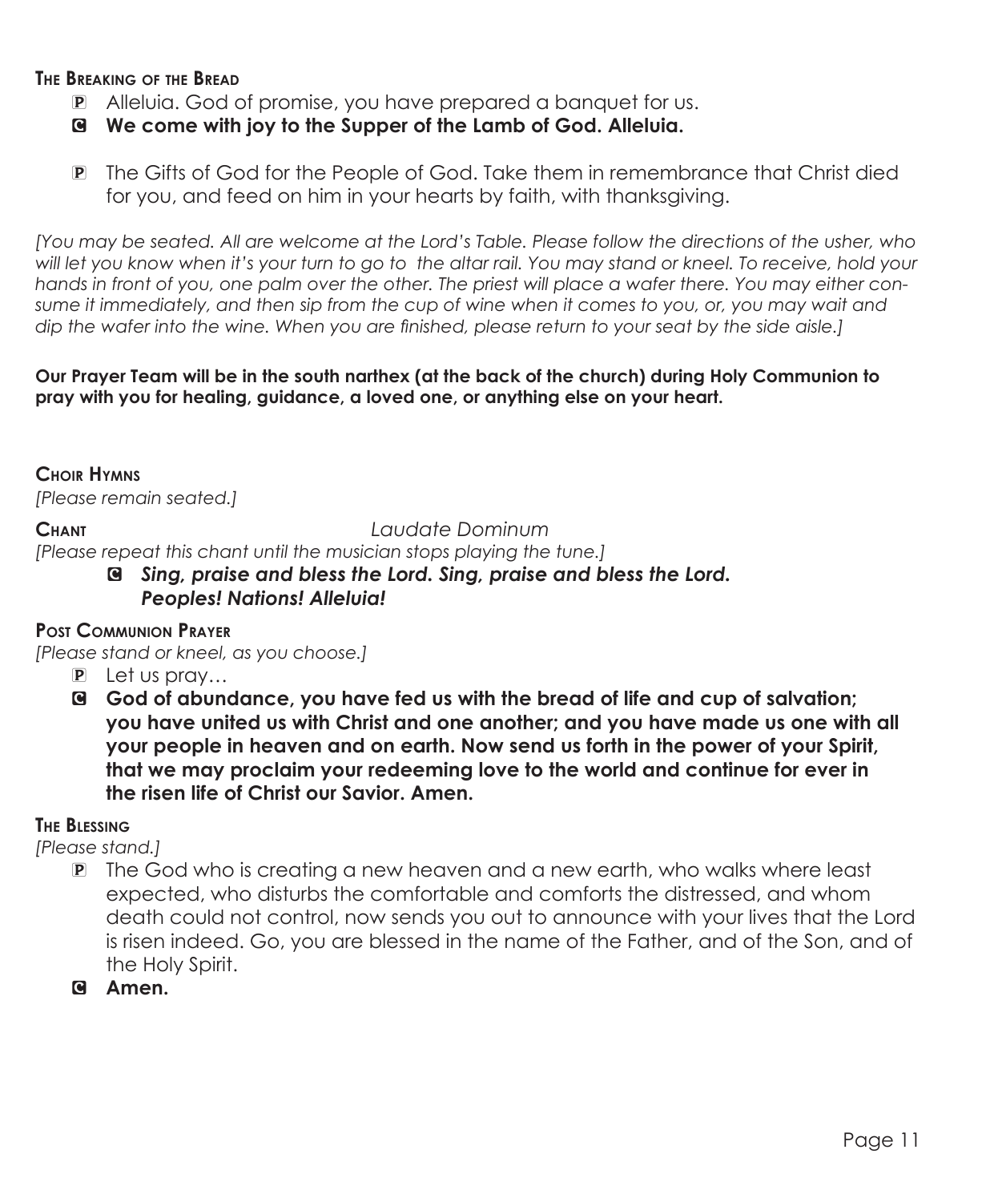**The Breaking of the Bread**

P Alleluia. God of promise, you have prepared a banquet for us.

C **We come with joy to the Supper of the Lamb of God. Alleluia.**

P The Gifts of God for the People of God. Take them in remembrance that Christ died for you, and feed on him in your hearts by faith, with thanksgiving.

*[You may be seated. All are welcome at the Lord's Table. Please follow the directions of the usher, who will let you know when it's your turn to go to the altar rail. You may stand or kneel. To receive, hold your hands in front of you, one palm over the other. The priest will place a wafer there. You may either consume it immediately, and then sip from the cup of wine when it comes to you, or, you may wait and dip the wafer into the wine. When you are finished, please return to your seat by the side aisle.]*

**Our Prayer Team will be in the south narthex (at the back of the church) during Holy Communion to pray with you for healing, guidance, a loved one, or anything else on your heart.**

**Choir Hymns**

*[Please remain seated.]*

**Chant** *Laudate Dominum*

*[Please repeat this chant until the musician stops playing the tune.]*

C ***Sing, praise and bless the Lord. Sing, praise and bless the Lord. Peoples! Nations! Alleluia!***

**Post Communion Prayer**

*[Please stand or kneel, as you choose.]*

P Let us pray…

C **God of abundance, you have fed us with the bread of life and cup of salvation; you have united us with Christ and one another; and you have made us one with all your people in heaven and on earth. Now send us forth in the power of your Spirit, that we may proclaim your redeeming love to the world and continue for ever in the risen life of Christ our Savior. Amen.**

**The Blessing**

*[Please stand.]*

P The God who is creating a new heaven and a new earth, who walks where least expected, who disturbs the comfortable and comforts the distressed, and whom death could not control, now sends you out to announce with your lives that the Lord is risen indeed. Go, you are blessed in the name of the Father, and of the Son, and of the Holy Spirit.

C **Amen.**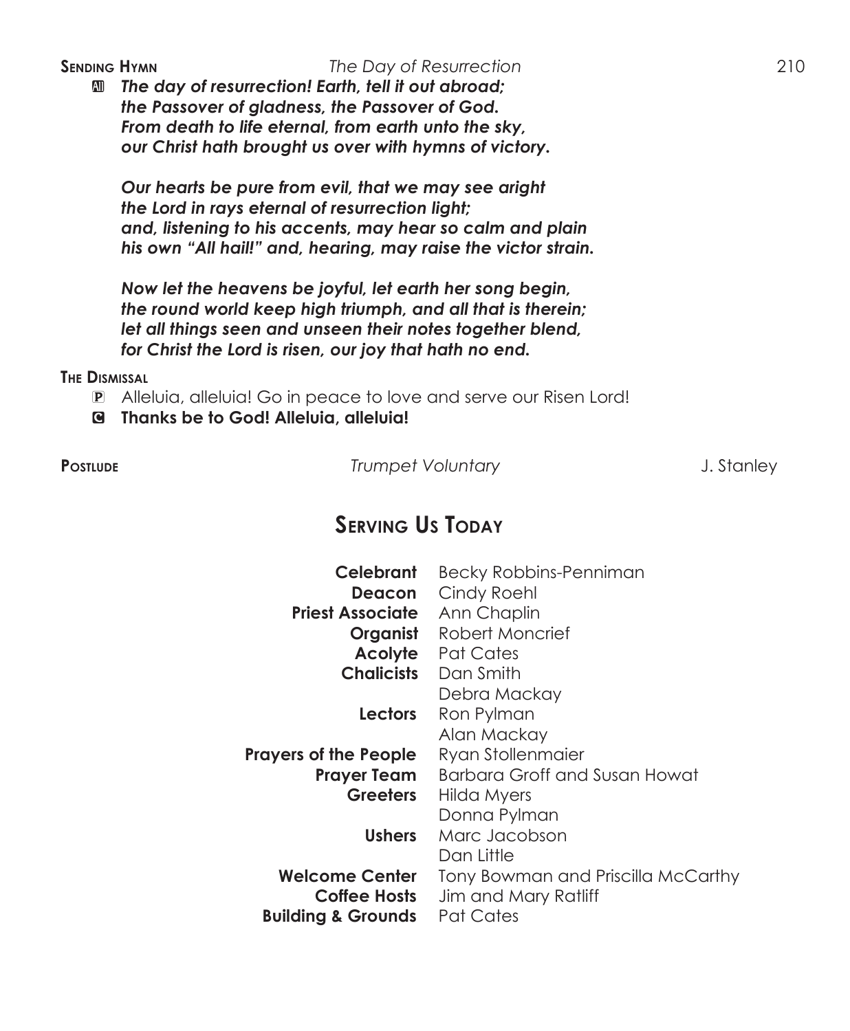**Sending Hymn** *The Day of Resurrection* 210

**All** ***The day of resurrection! Earth, tell it out abroad;***
***the Passover of gladness, the Passover of God.***
***From death to life eternal, from earth unto the sky,***
***our Christ hath brought us over with hymns of victory.***

***Our hearts be pure from evil, that we may see aright***
***the Lord in rays eternal of resurrection light;***
***and, listening to his accents, may hear so calm and plain***
***his own "All hail!" and, hearing, may raise the victor strain.***

***Now let the heavens be joyful, let earth her song begin,***
***the round world keep high triumph, and all that is therein;***
***let all things seen and unseen their notes together blend,***
***for Christ the Lord is risen, our joy that hath no end.***

**The Dismissal**

P Alleluia, alleluia! Go in peace to love and serve our Risen Lord!

C **Thanks be to God! Alleluia, alleluia!**

**Postlude** *Trumpet Voluntary* J. Stanley

## Serving Us Today

| | |
|---|---|
| **Celebrant** | Becky Robbins-Penniman |
| **Deacon** | Cindy Roehl |
| **Priest Associate** | Ann Chaplin |
| **Organist** | Robert Moncrief |
| **Acolyte** | Pat Cates |
| **Chalicists** | Dan Smith |
| | Debra Mackay |
| **Lectors** | Ron Pylman |
| | Alan Mackay |
| **Prayers of the People** | Ryan Stollenmaier |
| **Prayer Team** | Barbara Groff and Susan Howat |
| **Greeters** | Hilda Myers |
| | Donna Pylman |
| **Ushers** | Marc Jacobson |
| | Dan Little |
| **Welcome Center** | Tony Bowman and Priscilla McCarthy |
| **Coffee Hosts** | Jim and Mary Ratliff |
| **Building & Grounds** | Pat Cates |